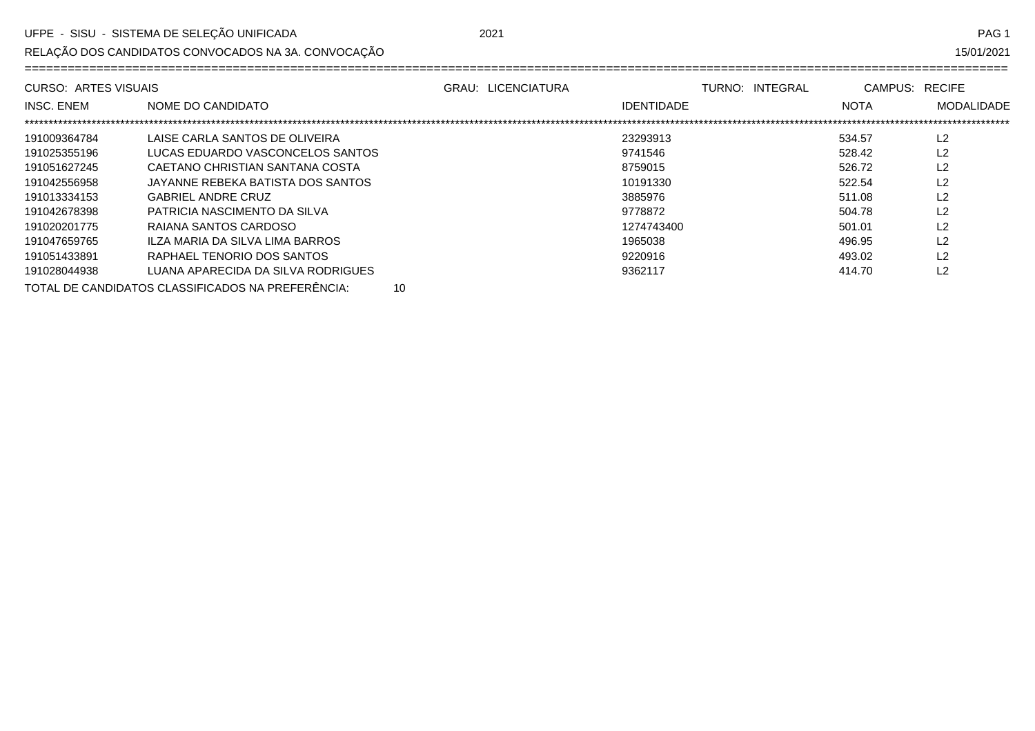UFPE - SISU - SISTEMA DE SELEÇÃO UNIFICADA 2021

RELAÇÃO DOS CANDIDATOS CONVOCADOS NA 3A. CONVOCAÇÃO 15/01/2021

CURSO: ARTES VISUAIS GRAU: LICENCIATURA TURNO: INTEGRAL CAMPUS: RECIFE

| INSC. ENEM | NOME DO CANDIDATO | IDENTIDADE | NOTA | MODALIDADE |
|---|---|---|---|---|
| 191009364784 | LAISE CARLA SANTOS DE OLIVEIRA | 23293913 | 534.57 | L2 |
| 191025355196 | LUCAS EDUARDO VASCONCELOS SANTOS | 9741546 | 528.42 | L2 |
| 191051627245 | CAETANO CHRISTIAN SANTANA COSTA | 8759015 | 526.72 | L2 |
| 191042556958 | JAYANNE REBEKA BATISTA DOS SANTOS | 10191330 | 522.54 | L2 |
| 191013334153 | GABRIEL ANDRE CRUZ | 3885976 | 511.08 | L2 |
| 191042678398 | PATRICIA NASCIMENTO DA SILVA | 9778872 | 504.78 | L2 |
| 191020201775 | RAIANA SANTOS CARDOSO | 1274743400 | 501.01 | L2 |
| 191047659765 | ILZA MARIA DA SILVA LIMA BARROS | 1965038 | 496.95 | L2 |
| 191051433891 | RAPHAEL TENORIO DOS SANTOS | 9220916 | 493.02 | L2 |
| 191028044938 | LUANA APARECIDA DA SILVA RODRIGUES | 9362117 | 414.70 | L2 |

TOTAL DE CANDIDATOS CLASSIFICADOS NA PREFERÊNCIA: 10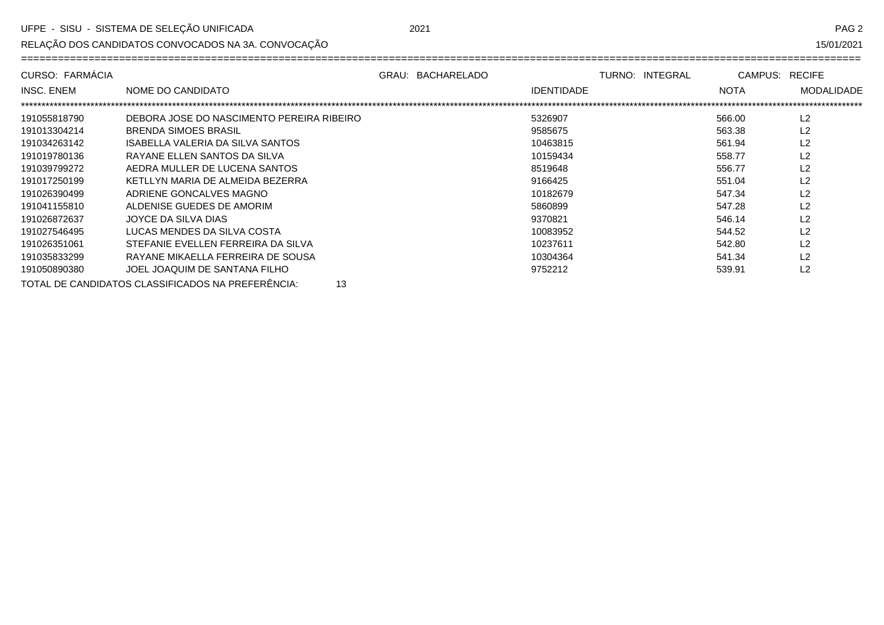UFPE - SISU - SISTEMA DE SELEÇÃO UNIFICADA 2021

RELAÇÃO DOS CANDIDATOS CONVOCADOS NA 3A. CONVOCAÇÃO 15/01/2021

CURSO: FARMÁCIA GRAU: BACHARELADO TURNO: INTEGRAL CAMPUS: RECIFE

| INSC. ENEM | NOME DO CANDIDATO | IDENTIDADE | NOTA | MODALIDADE |
|---|---|---|---|---|
| 191055818790 | DEBORA JOSE DO NASCIMENTO PEREIRA RIBEIRO | 5326907 | 566.00 | L2 |
| 191013304214 | BRENDA SIMOES BRASIL | 9585675 | 563.38 | L2 |
| 191034263142 | ISABELLA VALERIA DA SILVA SANTOS | 10463815 | 561.94 | L2 |
| 191019780136 | RAYANE ELLEN SANTOS DA SILVA | 10159434 | 558.77 | L2 |
| 191039799272 | AEDRA MULLER DE LUCENA SANTOS | 8519648 | 556.77 | L2 |
| 191017250199 | KETLLYN MARIA DE ALMEIDA BEZERRA | 9166425 | 551.04 | L2 |
| 191026390499 | ADRIENE GONCALVES MAGNO | 10182679 | 547.34 | L2 |
| 191041155810 | ALDENISE GUEDES DE AMORIM | 5860899 | 547.28 | L2 |
| 191026872637 | JOYCE DA SILVA DIAS | 9370821 | 546.14 | L2 |
| 191027546495 | LUCAS MENDES DA SILVA COSTA | 10083952 | 544.52 | L2 |
| 191026351061 | STEFANIE EVELLEN FERREIRA DA SILVA | 10237611 | 542.80 | L2 |
| 191035833299 | RAYANE MIKAELLA FERREIRA DE SOUSA | 10304364 | 541.34 | L2 |
| 191050890380 | JOEL JOAQUIM DE SANTANA FILHO | 9752212 | 539.91 | L2 |

TOTAL DE CANDIDATOS CLASSIFICADOS NA PREFERÊNCIA: 13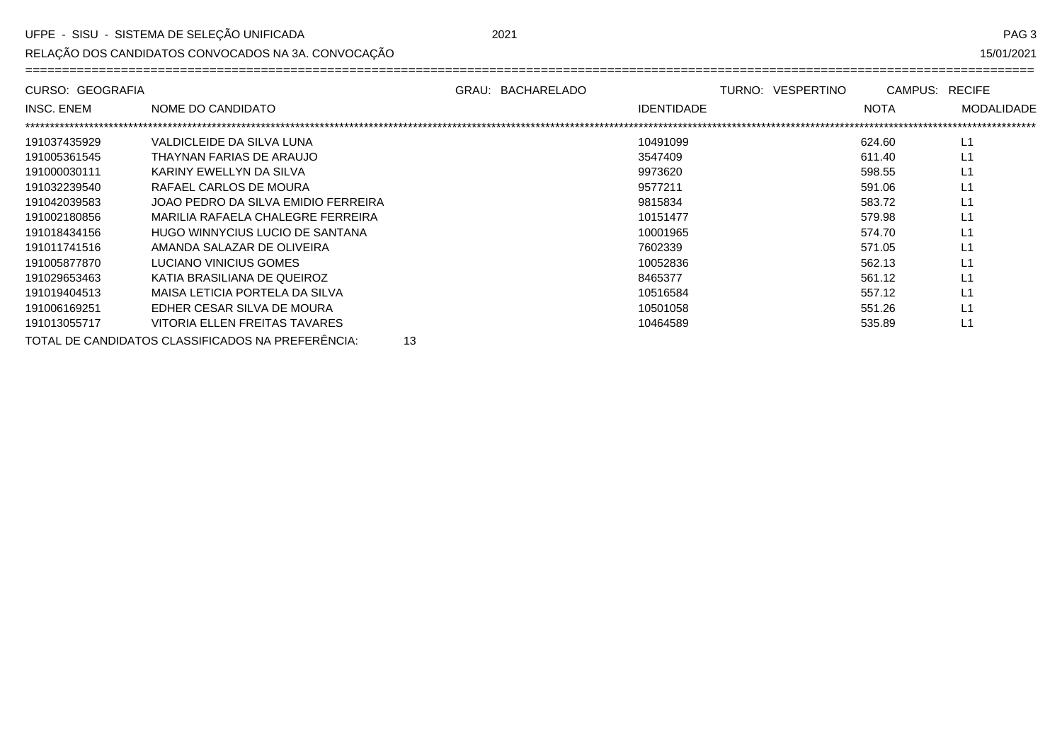UFPE - SISU - SISTEMA DE SELEÇÃO UNIFICADA 2021

RELAÇÃO DOS CANDIDATOS CONVOCADOS NA 3A. CONVOCAÇÃO 15/01/2021

CURSO: GEOGRAFIA GRAU: BACHARELADO TURNO: VESPERTINO CAMPUS: RECIFE

| INSC. ENEM | NOME DO CANDIDATO | IDENTIDADE | NOTA | MODALIDADE |
|---|---|---|---|---|
| 191037435929 | VALDICLEIDE DA SILVA LUNA | 10491099 | 624.60 | L1 |
| 191005361545 | THAYNAN FARIAS DE ARAUJO | 3547409 | 611.40 | L1 |
| 191000030111 | KARINY EWELLYN DA SILVA | 9973620 | 598.55 | L1 |
| 191032239540 | RAFAEL CARLOS DE MOURA | 9577211 | 591.06 | L1 |
| 191042039583 | JOAO PEDRO DA SILVA EMIDIO FERREIRA | 9815834 | 583.72 | L1 |
| 191002180856 | MARILIA RAFAELA CHALEGRE FERREIRA | 10151477 | 579.98 | L1 |
| 191018434156 | HUGO WINNYCIUS LUCIO DE SANTANA | 10001965 | 574.70 | L1 |
| 191011741516 | AMANDA SALAZAR DE OLIVEIRA | 7602339 | 571.05 | L1 |
| 191005877870 | LUCIANO VINICIUS GOMES | 10052836 | 562.13 | L1 |
| 191029653463 | KATIA BRASILIANA DE QUEIROZ | 8465377 | 561.12 | L1 |
| 191019404513 | MAISA LETICIA PORTELA DA SILVA | 10516584 | 557.12 | L1 |
| 191006169251 | EDHER CESAR SILVA DE MOURA | 10501058 | 551.26 | L1 |
| 191013055717 | VITORIA ELLEN FREITAS TAVARES | 10464589 | 535.89 | L1 |

TOTAL DE CANDIDATOS CLASSIFICADOS NA PREFERÊNCIA: 13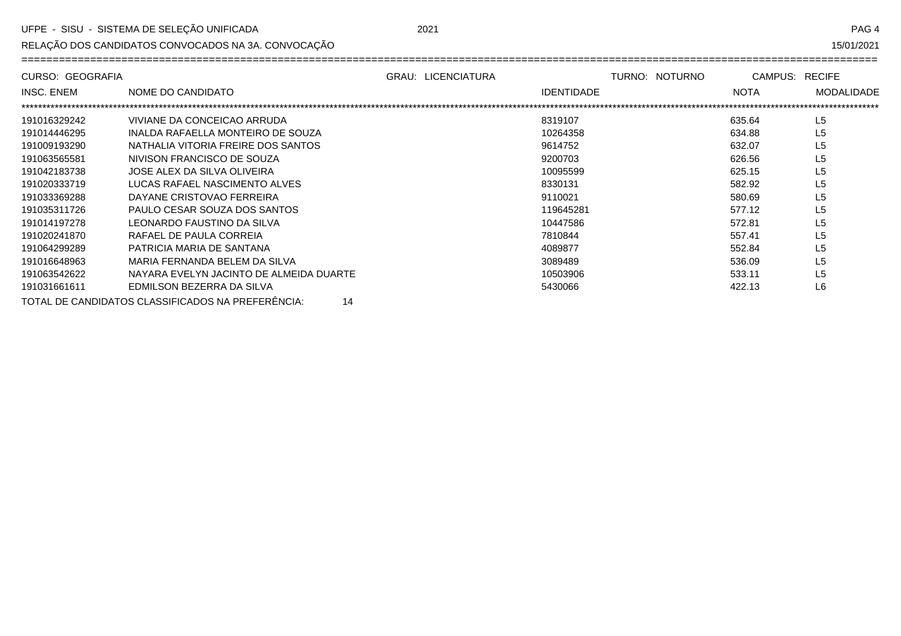CURSO: GEOGRAFIA | GRAU: LICENCIATURA | TURNO: NOTURNO | CAMPUS: RECIFE

| INSC. ENEM | NOME DO CANDIDATO | IDENTIDADE | NOTA | MODALIDADE |
|---|---|---|---|---|
| 191016329242 | VIVIANE DA CONCEICAO ARRUDA | 8319107 | 635.64 | L5 |
| 191014446295 | INALDA RAFAELLA MONTEIRO DE SOUZA | 10264358 | 634.88 | L5 |
| 191009193290 | NATHALIA VITORIA FREIRE DOS SANTOS | 9614752 | 632.07 | L5 |
| 191063565581 | NIVISON FRANCISCO DE SOUZA | 9200703 | 626.56 | L5 |
| 191042183738 | JOSE ALEX DA SILVA OLIVEIRA | 10095599 | 625.15 | L5 |
| 191020333719 | LUCAS RAFAEL NASCIMENTO ALVES | 8330131 | 582.92 | L5 |
| 191033369288 | DAYANE CRISTOVAO FERREIRA | 9110021 | 580.69 | L5 |
| 191035311726 | PAULO CESAR SOUZA DOS SANTOS | 119645281 | 577.12 | L5 |
| 191014197278 | LEONARDO FAUSTINO DA SILVA | 10447586 | 572.81 | L5 |
| 191020241870 | RAFAEL DE PAULA CORREIA | 7810844 | 557.41 | L5 |
| 191064299289 | PATRICIA MARIA DE SANTANA | 4089877 | 552.84 | L5 |
| 191016648963 | MARIA FERNANDA BELEM DA SILVA | 3089489 | 536.09 | L5 |
| 191063542622 | NAYARA EVELYN JACINTO DE ALMEIDA DUARTE | 10503906 | 533.11 | L5 |
| 191031661611 | EDMILSON BEZERRA DA SILVA | 5430066 | 422.13 | L6 |

TOTAL DE CANDIDATOS CLASSIFICADOS NA PREFERÊNCIA: 14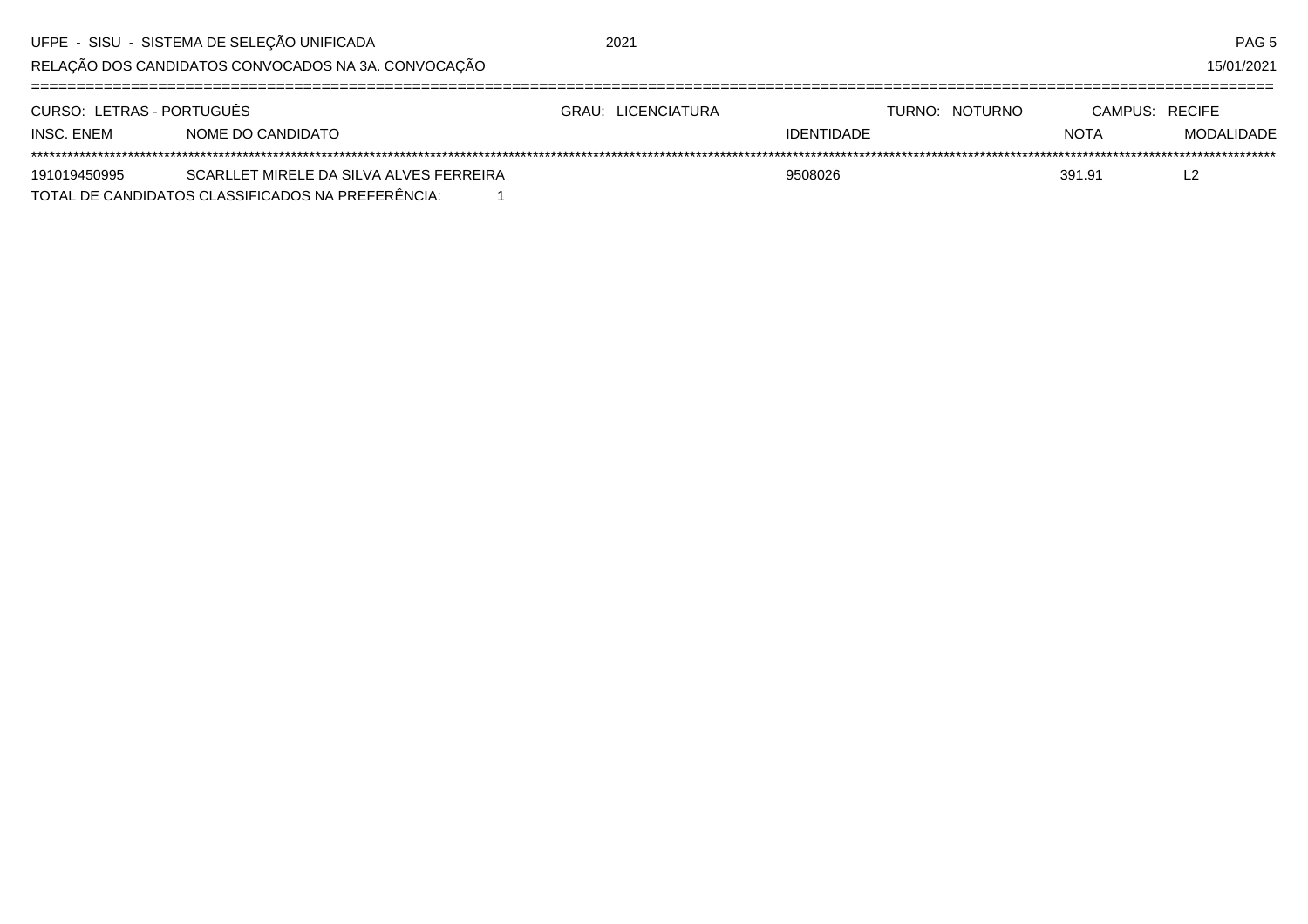UFPE - SISU - SISTEMA DE SELEÇÃO UNIFICADA 2021

RELAÇÃO DOS CANDIDATOS CONVOCADOS NA 3A. CONVOCAÇÃO 15/01/2021

CURSO: LETRAS - PORTUGUÊS | GRAU: LICENCIATURA | TURNO: NOTURNO | CAMPUS: RECIFE

| INSC. ENEM | NOME DO CANDIDATO | IDENTIDADE | NOTA | MODALIDADE |
|---|---|---|---|---|
| 191019450995 | SCARLLET MIRELE DA SILVA ALVES FERREIRA | 9508026 | 391.91 | L2 |

TOTAL DE CANDIDATOS CLASSIFICADOS NA PREFERÊNCIA: 1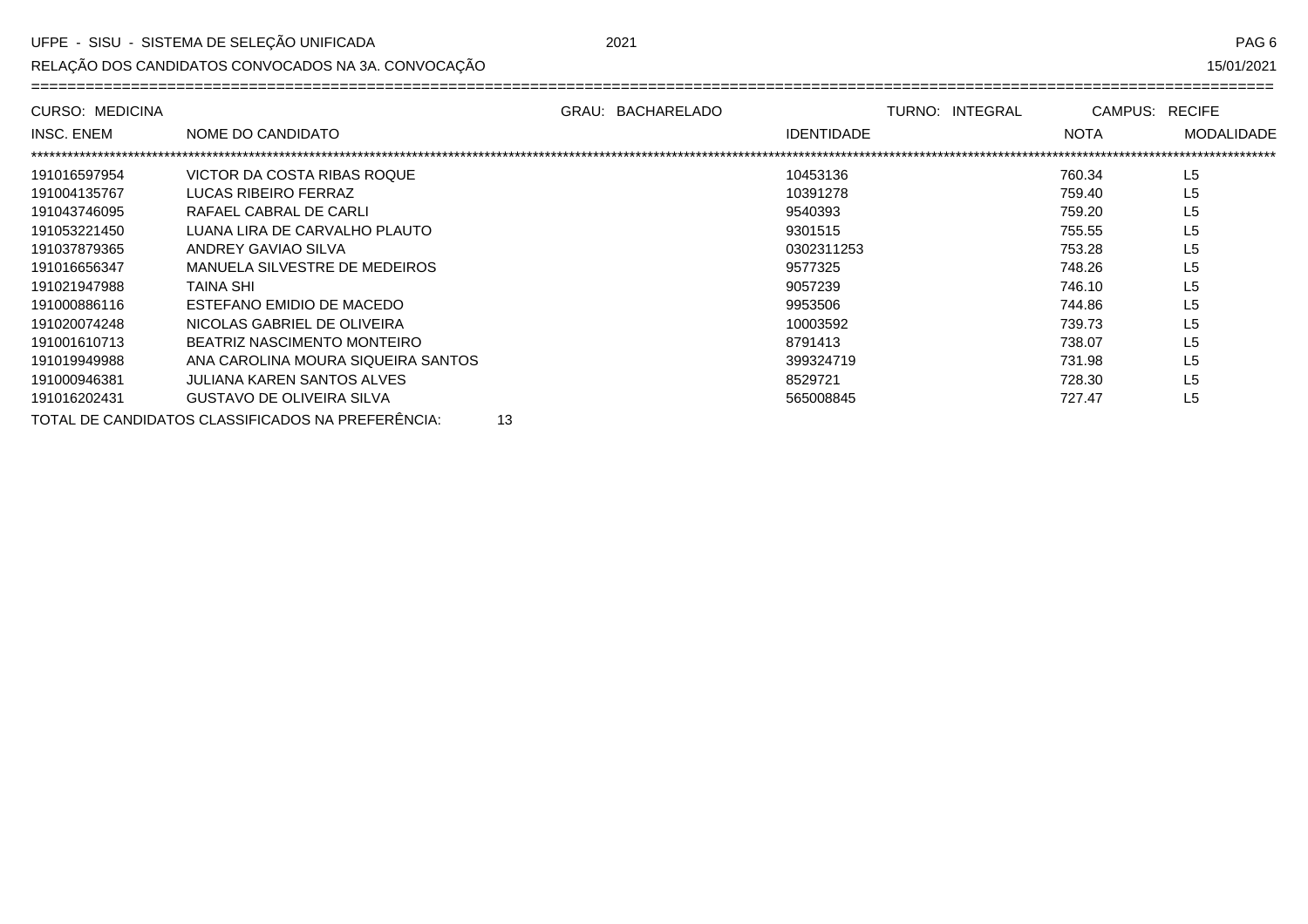UFPE - SISU - SISTEMA DE SELEÇÃO UNIFICADA 2021

RELAÇÃO DOS CANDIDATOS CONVOCADOS NA 3A. CONVOCAÇÃO 15/01/2021

CURSO: MEDICINA GRAU: BACHARELADO TURNO: INTEGRAL CAMPUS: RECIFE

| INSC. ENEM | NOME DO CANDIDATO | IDENTIDADE | NOTA | MODALIDADE |
|---|---|---|---|---|
| 191016597954 | VICTOR DA COSTA RIBAS ROQUE | 10453136 | 760.34 | L5 |
| 191004135767 | LUCAS RIBEIRO FERRAZ | 10391278 | 759.40 | L5 |
| 191043746095 | RAFAEL CABRAL DE CARLI | 9540393 | 759.20 | L5 |
| 191053221450 | LUANA LIRA DE CARVALHO PLAUTO | 9301515 | 755.55 | L5 |
| 191037879365 | ANDREY GAVIAO SILVA | 0302311253 | 753.28 | L5 |
| 191016656347 | MANUELA SILVESTRE DE MEDEIROS | 9577325 | 748.26 | L5 |
| 191021947988 | TAINA SHI | 9057239 | 746.10 | L5 |
| 191000886116 | ESTEFANO EMIDIO DE MACEDO | 9953506 | 744.86 | L5 |
| 191020074248 | NICOLAS GABRIEL DE OLIVEIRA | 10003592 | 739.73 | L5 |
| 191001610713 | BEATRIZ NASCIMENTO MONTEIRO | 8791413 | 738.07 | L5 |
| 191019949988 | ANA CAROLINA MOURA SIQUEIRA SANTOS | 399324719 | 731.98 | L5 |
| 191000946381 | JULIANA KAREN SANTOS ALVES | 8529721 | 728.30 | L5 |
| 191016202431 | GUSTAVO DE OLIVEIRA SILVA | 565008845 | 727.47 | L5 |

TOTAL DE CANDIDATOS CLASSIFICADOS NA PREFERÊNCIA: 13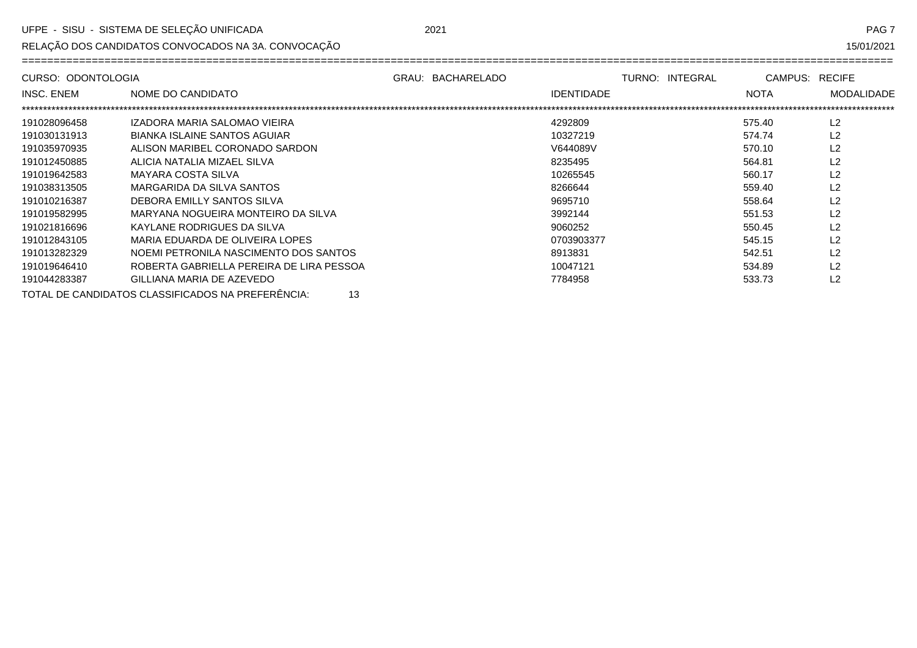UFPE - SISU - SISTEMA DE SELEÇÃO UNIFICADA 2021

RELAÇÃO DOS CANDIDATOS CONVOCADOS NA 3A. CONVOCAÇÃO 15/01/2021

CURSO: ODONTOLOGIA GRAU: BACHARELADO TURNO: INTEGRAL CAMPUS: RECIFE

| INSC. ENEM | NOME DO CANDIDATO | IDENTIDADE | NOTA | MODALIDADE |
|---|---|---|---|---|
| 191028096458 | IZADORA MARIA SALOMAO VIEIRA | 4292809 | 575.40 | L2 |
| 191030131913 | BIANKA ISLAINE SANTOS AGUIAR | 10327219 | 574.74 | L2 |
| 191035970935 | ALISON MARIBEL CORONADO SARDON | V644089V | 570.10 | L2 |
| 191012450885 | ALICIA NATALIA MIZAEL SILVA | 8235495 | 564.81 | L2 |
| 191019642583 | MAYARA COSTA SILVA | 10265545 | 560.17 | L2 |
| 191038313505 | MARGARIDA DA SILVA SANTOS | 8266644 | 559.40 | L2 |
| 191010216387 | DEBORA EMILLY SANTOS SILVA | 9695710 | 558.64 | L2 |
| 191019582995 | MARYANA NOGUEIRA MONTEIRO DA SILVA | 3992144 | 551.53 | L2 |
| 191021816696 | KAYLANE RODRIGUES DA SILVA | 9060252 | 550.45 | L2 |
| 191012843105 | MARIA EDUARDA DE OLIVEIRA LOPES | 0703903377 | 545.15 | L2 |
| 191013282329 | NOEMI PETRONILA NASCIMENTO DOS SANTOS | 8913831 | 542.51 | L2 |
| 191019646410 | ROBERTA GABRIELLA PEREIRA DE LIRA PESSOA | 10047121 | 534.89 | L2 |
| 191044283387 | GILLIANA MARIA DE AZEVEDO | 7784958 | 533.73 | L2 |

TOTAL DE CANDIDATOS CLASSIFICADOS NA PREFERÊNCIA: 13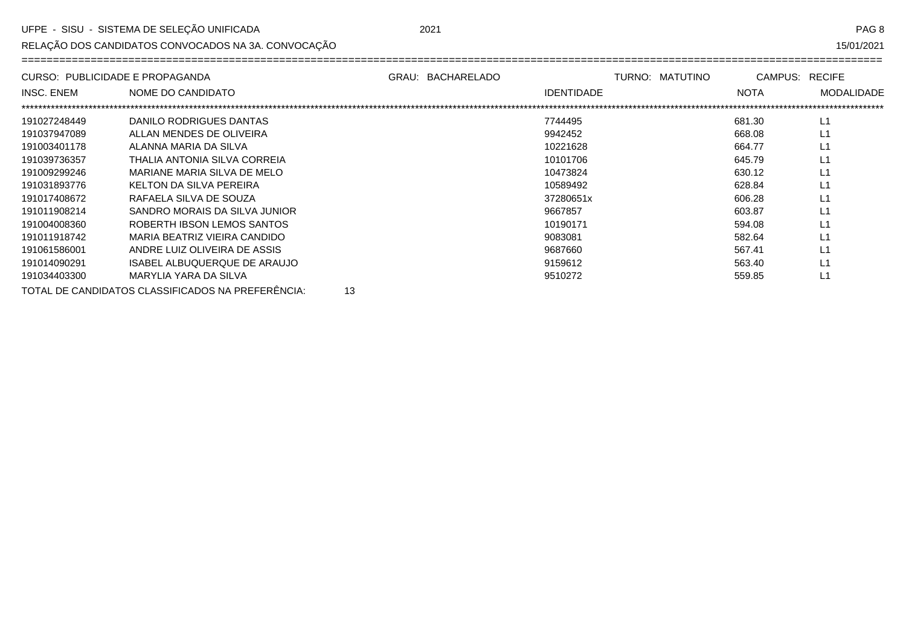UFPE - SISU - SISTEMA DE SELEÇÃO UNIFICADA 2021

RELAÇÃO DOS CANDIDATOS CONVOCADOS NA 3A. CONVOCAÇÃO 15/01/2021

CURSO: PUBLICIDADE E PROPAGANDA GRAU: BACHARELADO TURNO: MATUTINO CAMPUS: RECIFE

| INSC. ENEM | NOME DO CANDIDATO | IDENTIDADE | NOTA | MODALIDADE |
|---|---|---|---|---|
| 191027248449 | DANILO RODRIGUES DANTAS | 7744495 | 681.30 | L1 |
| 191037947089 | ALLAN MENDES DE OLIVEIRA | 9942452 | 668.08 | L1 |
| 191003401178 | ALANNA MARIA DA SILVA | 10221628 | 664.77 | L1 |
| 191039736357 | THALIA ANTONIA SILVA CORREIA | 10101706 | 645.79 | L1 |
| 191009299246 | MARIANE MARIA SILVA DE MELO | 10473824 | 630.12 | L1 |
| 191031893776 | KELTON DA SILVA PEREIRA | 10589492 | 628.84 | L1 |
| 191017408672 | RAFAELA SILVA DE SOUZA | 37280651x | 606.28 | L1 |
| 191011908214 | SANDRO MORAIS DA SILVA JUNIOR | 9667857 | 603.87 | L1 |
| 191004008360 | ROBERTH IBSON LEMOS SANTOS | 10190171 | 594.08 | L1 |
| 191011918742 | MARIA BEATRIZ VIEIRA CANDIDO | 9083081 | 582.64 | L1 |
| 191061586001 | ANDRE LUIZ OLIVEIRA DE ASSIS | 9687660 | 567.41 | L1 |
| 191014090291 | ISABEL ALBUQUERQUE DE ARAUJO | 9159612 | 563.40 | L1 |
| 191034403300 | MARYLIA YARA DA SILVA | 9510272 | 559.85 | L1 |

TOTAL DE CANDIDATOS CLASSIFICADOS NA PREFERÊNCIA: 13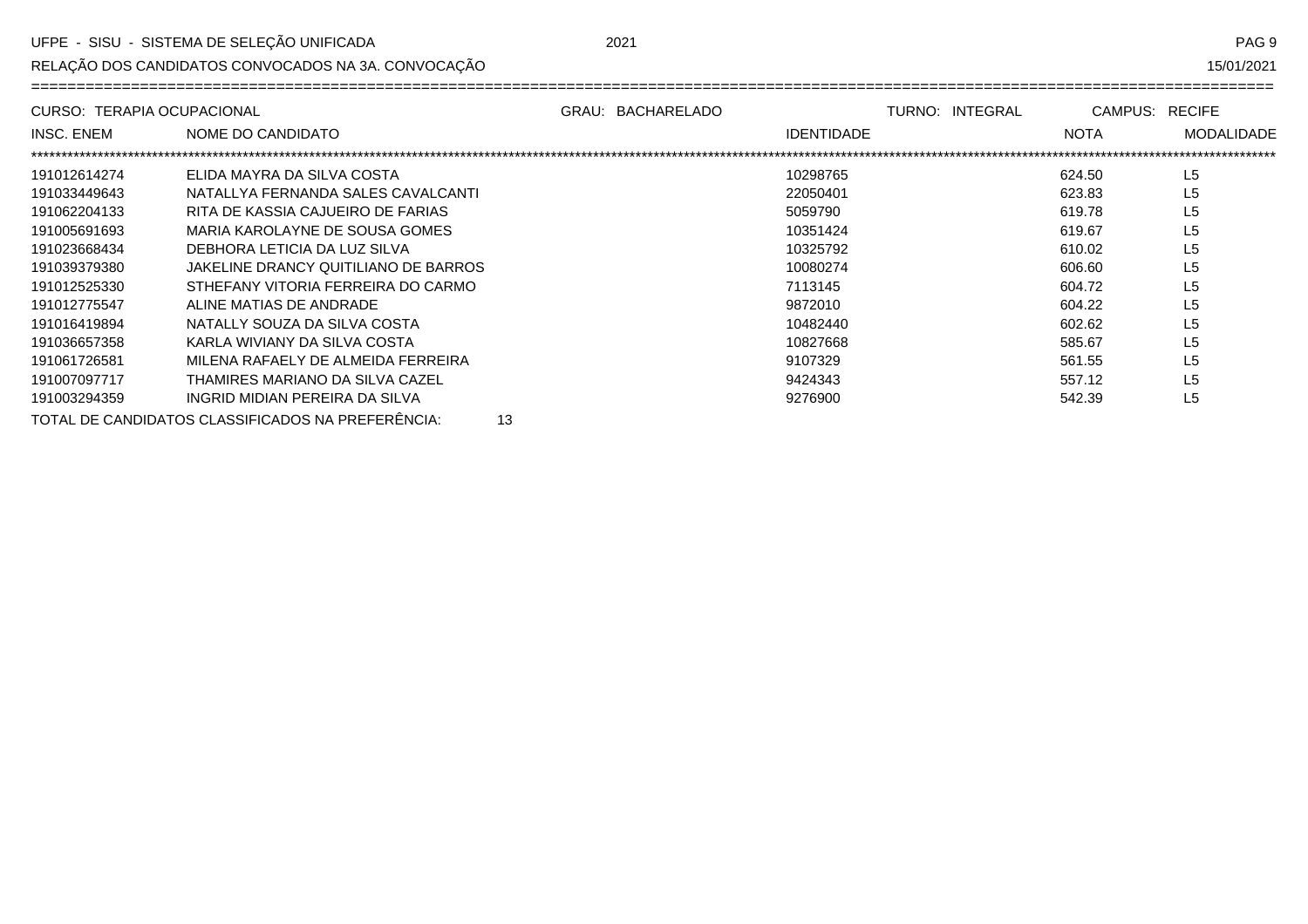UFPE - SISU - SISTEMA DE SELEÇÃO UNIFICADA 2021

RELAÇÃO DOS CANDIDATOS CONVOCADOS NA 3A. CONVOCAÇÃO 15/01/2021

CURSO: TERAPIA OCUPACIONAL GRAU: BACHARELADO TURNO: INTEGRAL CAMPUS: RECIFE

| INSC. ENEM | NOME DO CANDIDATO | IDENTIDADE | NOTA | MODALIDADE |
|---|---|---|---|---|
| 191012614274 | ELIDA MAYRA DA SILVA COSTA | 10298765 | 624.50 | L5 |
| 191033449643 | NATALLYA FERNANDA SALES CAVALCANTI | 22050401 | 623.83 | L5 |
| 191062204133 | RITA DE KASSIA CAJUEIRO DE FARIAS | 5059790 | 619.78 | L5 |
| 191005691693 | MARIA KAROLAYNE DE SOUSA GOMES | 10351424 | 619.67 | L5 |
| 191023668434 | DEBHORA LETICIA DA LUZ SILVA | 10325792 | 610.02 | L5 |
| 191039379380 | JAKELINE DRANCY QUITILIANO DE BARROS | 10080274 | 606.60 | L5 |
| 191012525330 | STHEFANY VITORIA FERREIRA DO CARMO | 7113145 | 604.72 | L5 |
| 191012775547 | ALINE MATIAS DE ANDRADE | 9872010 | 604.22 | L5 |
| 191016419894 | NATALLY SOUZA DA SILVA COSTA | 10482440 | 602.62 | L5 |
| 191036657358 | KARLA WIVIANY DA SILVA COSTA | 10827668 | 585.67 | L5 |
| 191061726581 | MILENA RAFAELY DE ALMEIDA FERREIRA | 9107329 | 561.55 | L5 |
| 191007097717 | THAMIRES MARIANO DA SILVA CAZEL | 9424343 | 557.12 | L5 |
| 191003294359 | INGRID MIDIAN PEREIRA DA SILVA | 9276900 | 542.39 | L5 |

TOTAL DE CANDIDATOS CLASSIFICADOS NA PREFERÊNCIA: 13